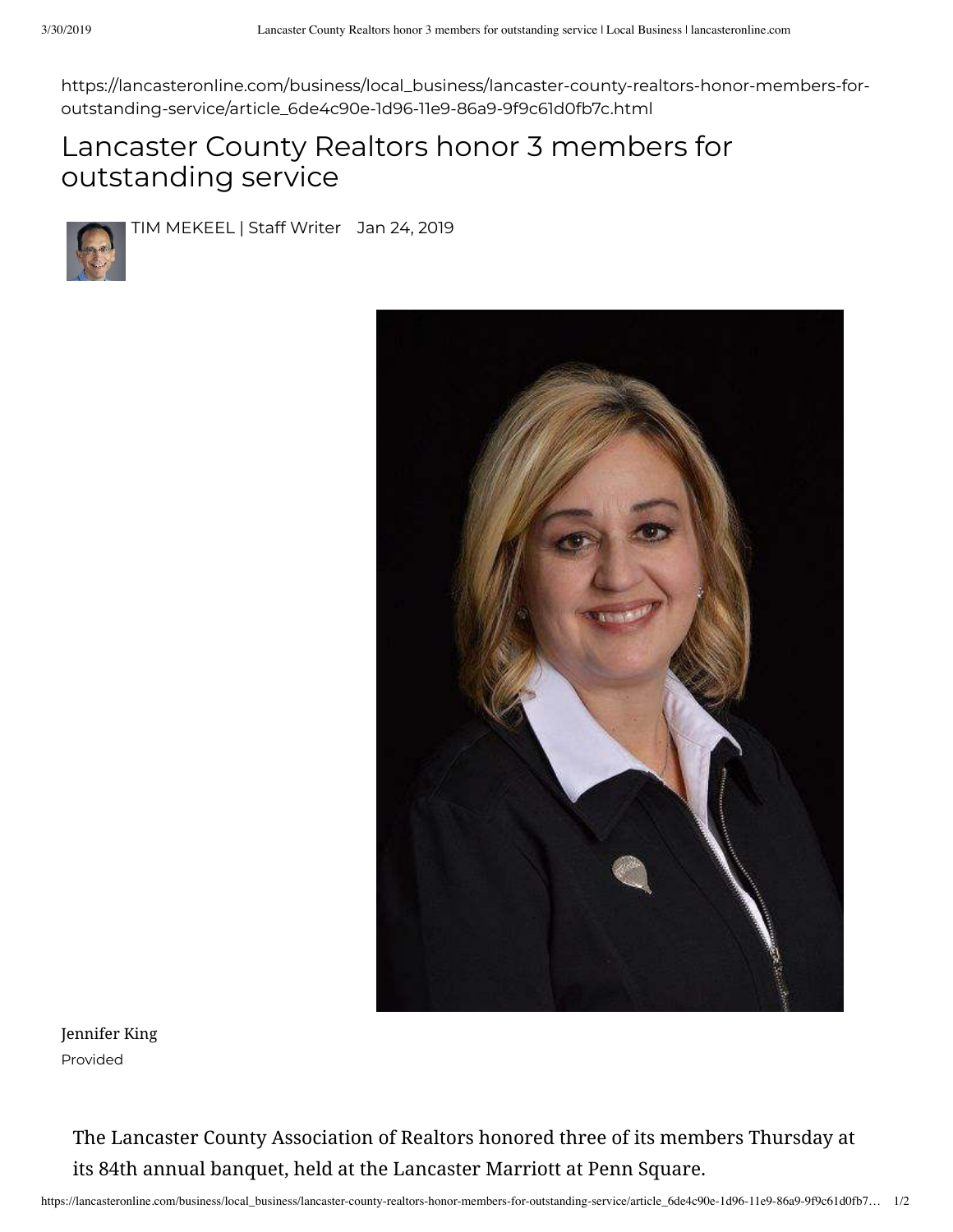https://lancasteronline.com/business/local_business/lancaster-county-realtors-honor-members-for-outstanding-service/article_6de4c90e-1d96-11e9-86a9-9f9c61d0fb7c.html

# Lancaster County Realtors honor 3 members for outstanding service

TIM MEKEEL | Staff Writer Jan 24, 2019

Jennifer King
Provided

The Lancaster County Association of Realtors honored three of its members Thursday at its 84th annual banquet, held at the Lancaster Marriott at Penn Square.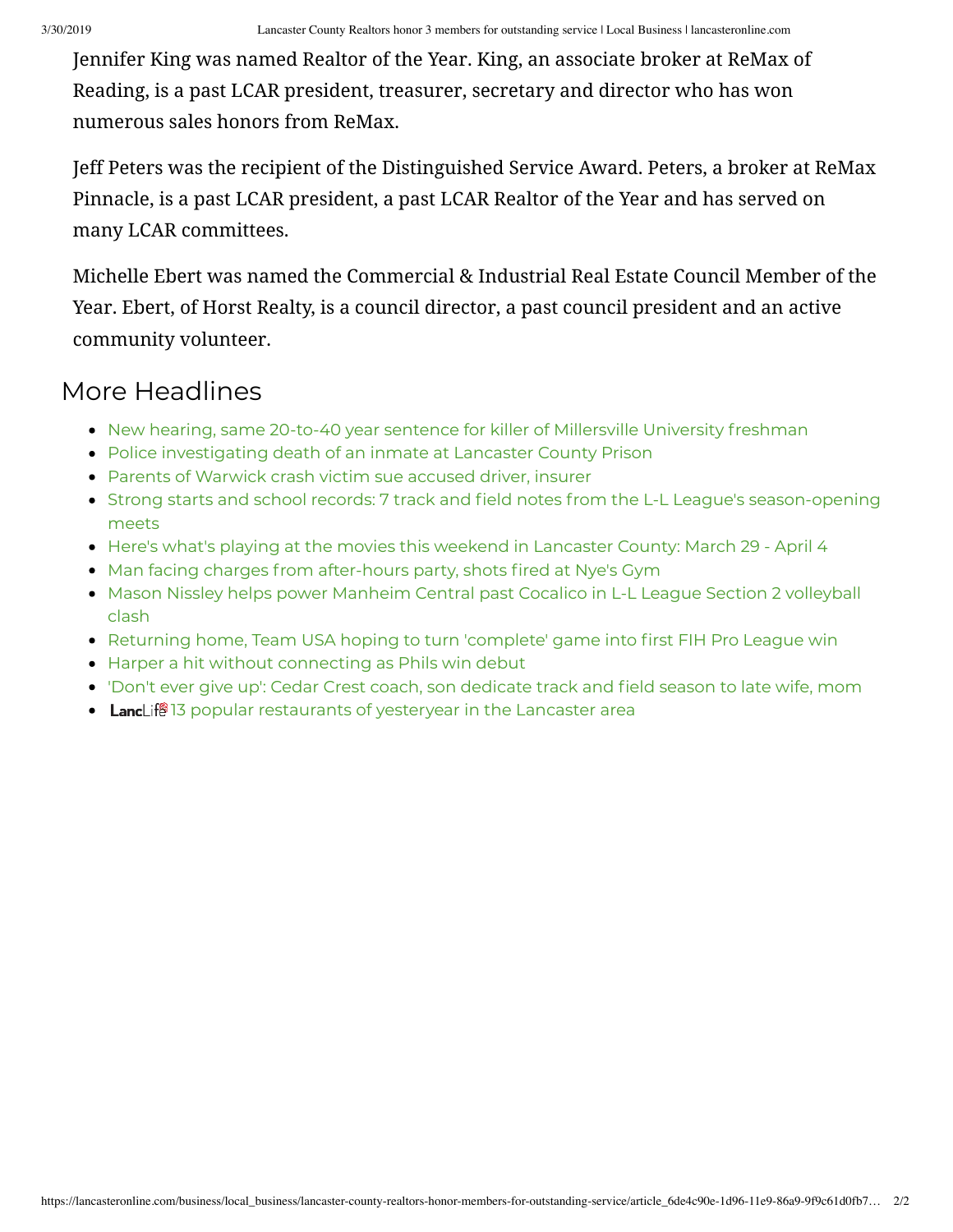Jennifer King was named Realtor of the Year. King, an associate broker at ReMax of Reading, is a past LCAR president, treasurer, secretary and director who has won numerous sales honors from ReMax.

Jeff Peters was the recipient of the Distinguished Service Award. Peters, a broker at ReMax Pinnacle, is a past LCAR president, a past LCAR Realtor of the Year and has served on many LCAR committees.

Michelle Ebert was named the Commercial & Industrial Real Estate Council Member of the Year. Ebert, of Horst Realty, is a council director, a past council president and an active community volunteer.

## More Headlines

- New hearing, same 20-to-40 year sentence for killer of Millersville University freshman
- Police investigating death of an inmate at Lancaster County Prison
- Parents of Warwick crash victim sue accused driver, insurer
- Strong starts and school records: 7 track and field notes from the L-L League's season-opening meets
- Here's what's playing at the movies this weekend in Lancaster County: March 29 - April 4
- Man facing charges from after-hours party, shots fired at Nye's Gym
- Mason Nissley helps power Manheim Central past Cocalico in L-L League Section 2 volleyball clash
- Returning home, Team USA hoping to turn 'complete' game into first FIH Pro League win
- Harper a hit without connecting as Phils win debut
- 'Don't ever give up': Cedar Crest coach, son dedicate track and field season to late wife, mom
- LancLife 13 popular restaurants of yesteryear in the Lancaster area